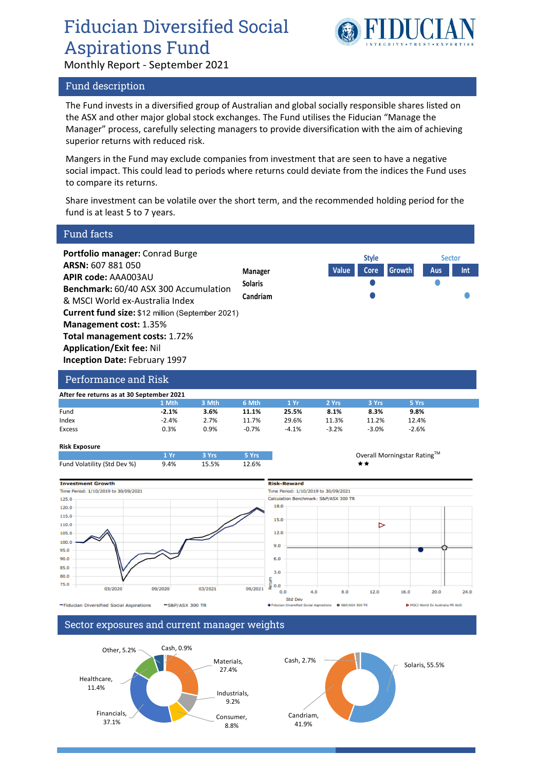# Fiducian Diversified Social Aspirations Fund

Monthly Report - September 2021

## Fund description

The Fund invests in a diversified group of Australian and global socially responsible shares listed on the ASX and other major global stock exchanges. The Fund utilises the Fiducian "Manage the Manager" process, carefully selecting managers to provide diversification with the aim of achieving superior returns with reduced risk.

Mangers in the Fund may exclude companies from investment that are seen to have a negative social impact. This could lead to periods where returns could deviate from the indices the Fund uses to compare its returns.

Share investment can be volatile over the short term, and the recommended holding period for the fund is at least 5 to 7 years.

## Fund facts

**Portfolio manager:** Conrad Burge
**ARSN:** 607 881 050
**APIR code:** AAA003AU
**Benchmark:** 60/40 ASX 300 Accumulation & MSCI World ex-Australia Index
**Current fund size:** $12 million (September 2021)
**Management cost:** 1.35%
**Total management costs:** 1.72%
**Application/Exit fee:** Nil
**Inception Date:** February 1997

| Manager | Style: Value | Style: Core | Style: Growth | Sector: Aus | Sector: Int |
|---|---|---|---|---|---|
| Solaris | | ● | | ● | |
| Candriam | | ● | | | ● |

## Performance and Risk

**After fee returns as at 30 September 2021**

| | 1 Mth | 3 Mth | 6 Mth | 1 Yr | 2 Yrs | 3 Yrs | 5 Yrs |
|---|---|---|---|---|---|---|---|
| Fund | **-2.1%** | **3.6%** | **11.1%** | **25.5%** | **8.1%** | **8.3%** | **9.8%** |
| Index | -2.4% | 2.7% | 11.7% | 29.6% | 11.3% | 11.2% | 12.4% |
| Excess | 0.3% | 0.9% | -0.7% | -4.1% | -3.2% | -3.0% | -2.6% |

**Risk Exposure**

| | 1 Yr | 3 Yrs | 5 Yrs |
|---|---|---|---|
| Fund Volatility (Std Dev %) | 9.4% | 15.5% | 12.6% |

Overall Morningstar Rating™ ★★

**Investment Growth**
Time Period: 1/10/2019 to 30/09/2021

— Fiducian Diversified Social Aspirations — S&P/ASX 300 TR

**Risk-Reward**
Time Period: 1/10/2019 to 30/09/2021
Calculation Benchmark: S&P/ASX 300 TR

● Fiducian Diversified Social Aspirations ○ S&P/ASX 300 TR ▶ MSCI World Ex Australia PR AUD

## Sector exposures and current manager weights

| Sector | Weight |
|---|---|
| Materials | 27.4% |
| Industrials | 9.2% |
| Consumer | 8.8% |
| Financials | 37.1% |
| Healthcare | 11.4% |
| Other | 5.2% |
| Cash | 0.9% |

| Manager | Weight |
|---|---|
| Solaris | 55.5% |
| Candriam | 41.9% |
| Cash | 2.7% |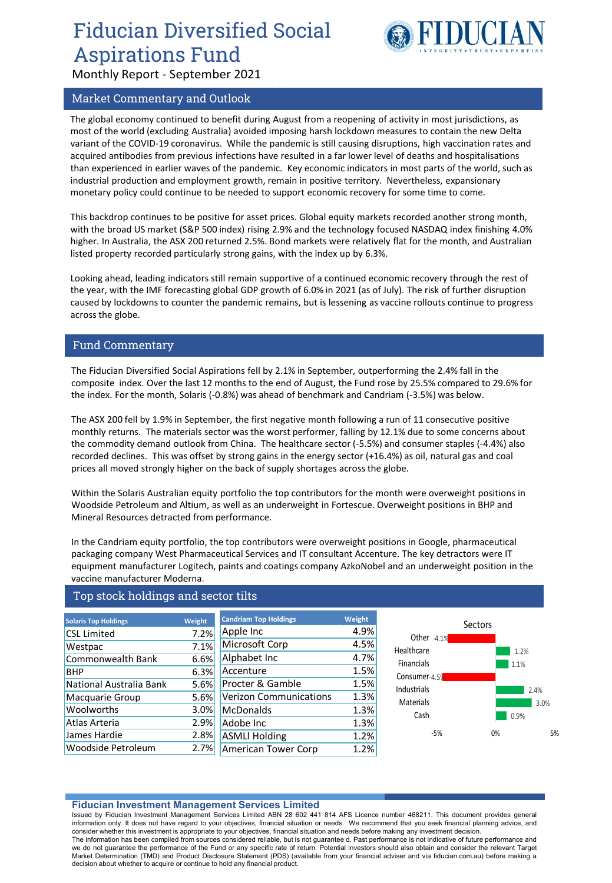# Fiducian Diversified Social Aspirations Fund

Monthly Report - September 2021

## Market Commentary and Outlook

The global economy continued to benefit during August from a reopening of activity in most jurisdictions, as most of the world (excluding Australia) avoided imposing harsh lockdown measures to contain the new Delta variant of the COVID-19 coronavirus. While the pandemic is still causing disruptions, high vaccination rates and acquired antibodies from previous infections have resulted in a far lower level of deaths and hospitalisations than experienced in earlier waves of the pandemic. Key economic indicators in most parts of the world, such as industrial production and employment growth, remain in positive territory. Nevertheless, expansionary monetary policy could continue to be needed to support economic recovery for some time to come.

This backdrop continues to be positive for asset prices. Global equity markets recorded another strong month, with the broad US market (S&P 500 index) rising 2.9% and the technology focused NASDAQ index finishing 4.0% higher. In Australia, the ASX 200 returned 2.5%. Bond markets were relatively flat for the month, and Australian listed property recorded particularly strong gains, with the index up by 6.3%.

Looking ahead, leading indicators still remain supportive of a continued economic recovery through the rest of the year, with the IMF forecasting global GDP growth of 6.0% in 2021 (as of July). The risk of further disruption caused by lockdowns to counter the pandemic remains, but is lessening as vaccine rollouts continue to progress across the globe.

## Fund Commentary

The Fiducian Diversified Social Aspirations fell by 2.1% in September, outperforming the 2.4% fall in the composite index. Over the last 12 months to the end of August, the Fund rose by 25.5% compared to 29.6% for the index. For the month, Solaris (-0.8%) was ahead of benchmark and Candriam (-3.5%) was below.

The ASX 200 fell by 1.9% in September, the first negative month following a run of 11 consecutive positive monthly returns. The materials sector was the worst performer, falling by 12.1% due to some concerns about the commodity demand outlook from China. The healthcare sector (-5.5%) and consumer staples (-4.4%) also recorded declines. This was offset by strong gains in the energy sector (+16.4%) as oil, natural gas and coal prices all moved strongly higher on the back of supply shortages across the globe.

Within the Solaris Australian equity portfolio the top contributors for the month were overweight positions in Woodside Petroleum and Altium, as well as an underweight in Fortescue. Overweight positions in BHP and Mineral Resources detracted from performance.

In the Candriam equity portfolio, the top contributors were overweight positions in Google, pharmaceutical packaging company West Pharmaceutical Services and IT consultant Accenture. The key detractors were IT equipment manufacturer Logitech, paints and coatings company AzkoNobel and an underweight position in the vaccine manufacturer Moderna.

## Top stock holdings and sector tilts

| Solaris Top Holdings | Weight |
|---|---|
| CSL Limited | 7.2% |
| Westpac | 7.1% |
| Commonwealth Bank | 6.6% |
| BHP | 6.3% |
| National Australia Bank | 5.6% |
| Macquarie Group | 5.6% |
| Woolworths | 3.0% |
| Atlas Arteria | 2.9% |
| James Hardie | 2.8% |
| Woodside Petroleum | 2.7% |

| Candriam Top Holdings | Weight |
|---|---|
| Apple Inc | 4.9% |
| Microsoft Corp | 4.5% |
| Alphabet Inc | 4.7% |
| Accenture | 1.5% |
| Procter & Gamble | 1.5% |
| Verizon Communications | 1.3% |
| McDonalds | 1.3% |
| Adobe Inc | 1.3% |
| ASMLl Holding | 1.2% |
| American Tower Corp | 1.2% |

Sectors

Other -4.1%
Healthcare 1.2%
Financials 1.1%
Consumer -4.5%
Industrials 2.4%
Materials 3.0%
Cash 0.9%

-5% 0% 5%

**Fiducian Investment Management Services Limited**

Issued by Fiducian Investment Management Services Limited ABN 28 602 441 814 AFS Licence number 468211. This document provides general information only. It does not have regard to your objectives, financial situation or needs. We recommend that you seek financial planning advice, and consider whether this investment is appropriate to your objectives, financial situation and needs before making any investment decision.
The information has been compiled from sources considered reliable, but is not guarantee d. Past performance is not indicative of future performance and we do not guarantee the performance of the Fund or any specific rate of return. Potential investors should also obtain and consider the relevant Target Market Determination (TMD) and Product Disclosure Statement (PDS) (available from your financial adviser and via fiducian.com.au) before making a decision about whether to acquire or continue to hold any financial product.